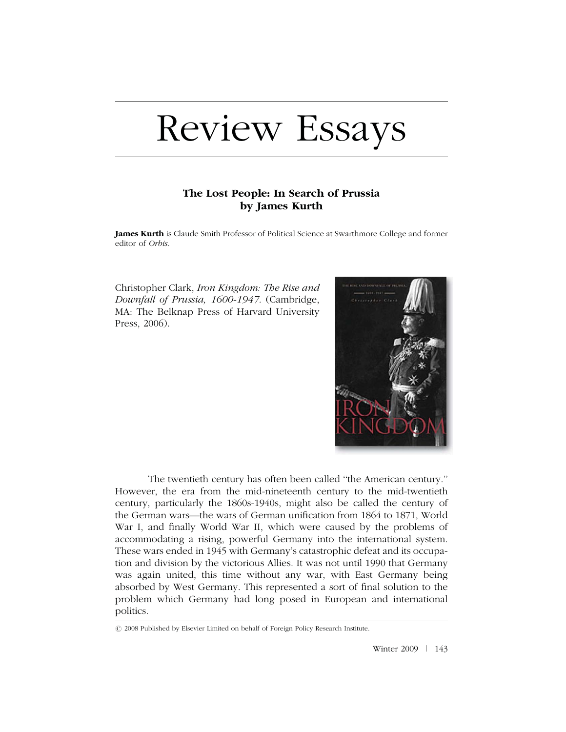# Review Essays

### The Lost People: In Search of Prussia by James Kurth

**James Kurth** is Claude Smith Professor of Political Science at Swarthmore College and former editor of *Orbis*.

Christopher Clark, *Iron Kingdom: The Rise and Downfall of Prussia, 1600-1947*. (Cambridge, MA: The Belknap Press of Harvard University Press, 2006).

The twentieth century has often been called "the American century." However, the era from the mid-nineteenth century to the mid-twentieth century, particularly the 1860s-1940s, might also be called the century of the German wars—the wars of German unification from 1864 to 1871, World War I, and finally World War II, which were caused by the problems of accommodating a rising, powerful Germany into the international system. These wars ended in 1945 with Germany's catastrophic defeat and its occupation and division by the victorious Allies. It was not until 1990 that Germany was again united, this time without any war, with East Germany being absorbed by West Germany. This represented a sort of final solution to the problem which Germany had long posed in European and international politics.

© 2008 Published by Elsevier Limited on behalf of Foreign Policy Research Institute.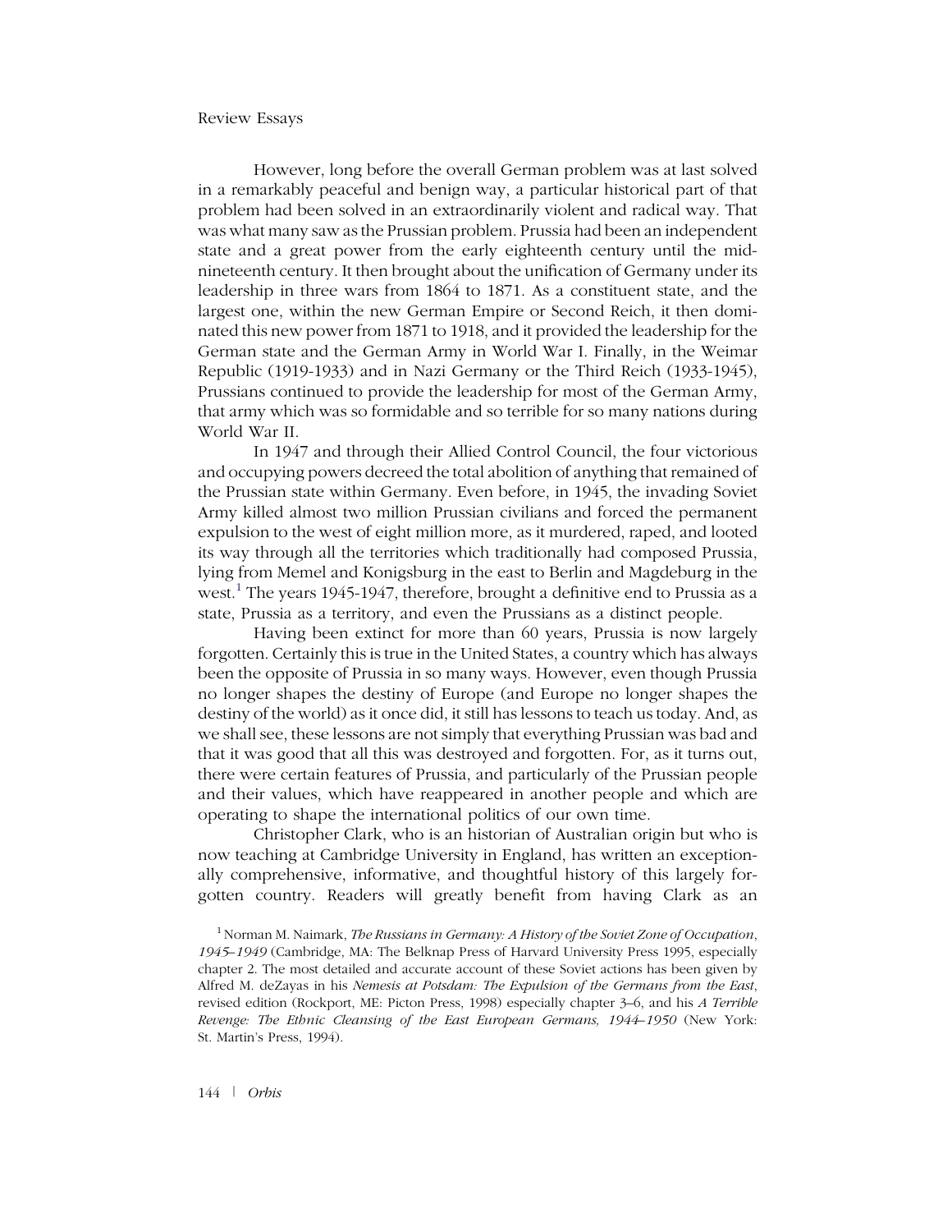However, long before the overall German problem was at last solved in a remarkably peaceful and benign way, a particular historical part of that problem had been solved in an extraordinarily violent and radical way. That was what many saw as the Prussian problem. Prussia had been an independent state and a great power from the early eighteenth century until the mid-nineteenth century. It then brought about the unification of Germany under its leadership in three wars from 1864 to 1871. As a constituent state, and the largest one, within the new German Empire or Second Reich, it then dominated this new power from 1871 to 1918, and it provided the leadership for the German state and the German Army in World War I. Finally, in the Weimar Republic (1919-1933) and in Nazi Germany or the Third Reich (1933-1945), Prussians continued to provide the leadership for most of the German Army, that army which was so formidable and so terrible for so many nations during World War II.

In 1947 and through their Allied Control Council, the four victorious and occupying powers decreed the total abolition of anything that remained of the Prussian state within Germany. Even before, in 1945, the invading Soviet Army killed almost two million Prussian civilians and forced the permanent expulsion to the west of eight million more, as it murdered, raped, and looted its way through all the territories which traditionally had composed Prussia, lying from Memel and Konigsburg in the east to Berlin and Magdeburg in the west.[1] The years 1945-1947, therefore, brought a definitive end to Prussia as a state, Prussia as a territory, and even the Prussians as a distinct people.

Having been extinct for more than 60 years, Prussia is now largely forgotten. Certainly this is true in the United States, a country which has always been the opposite of Prussia in so many ways. However, even though Prussia no longer shapes the destiny of Europe (and Europe no longer shapes the destiny of the world) as it once did, it still has lessons to teach us today. And, as we shall see, these lessons are not simply that everything Prussian was bad and that it was good that all this was destroyed and forgotten. For, as it turns out, there were certain features of Prussia, and particularly of the Prussian people and their values, which have reappeared in another people and which are operating to shape the international politics of our own time.

Christopher Clark, who is an historian of Australian origin but who is now teaching at Cambridge University in England, has written an exceptionally comprehensive, informative, and thoughtful history of this largely forgotten country. Readers will greatly benefit from having Clark as an

[1] Norman M. Naimark, *The Russians in Germany: A History of the Soviet Zone of Occupation, 1945–1949* (Cambridge, MA: The Belknap Press of Harvard University Press 1995, especially chapter 2. The most detailed and accurate account of these Soviet actions has been given by Alfred M. deZayas in his *Nemesis at Potsdam: The Expulsion of the Germans from the East*, revised edition (Rockport, ME: Picton Press, 1998) especially chapter 3–6, and his *A Terrible Revenge: The Ethnic Cleansing of the East European Germans, 1944–1950* (New York: St. Martin's Press, 1994).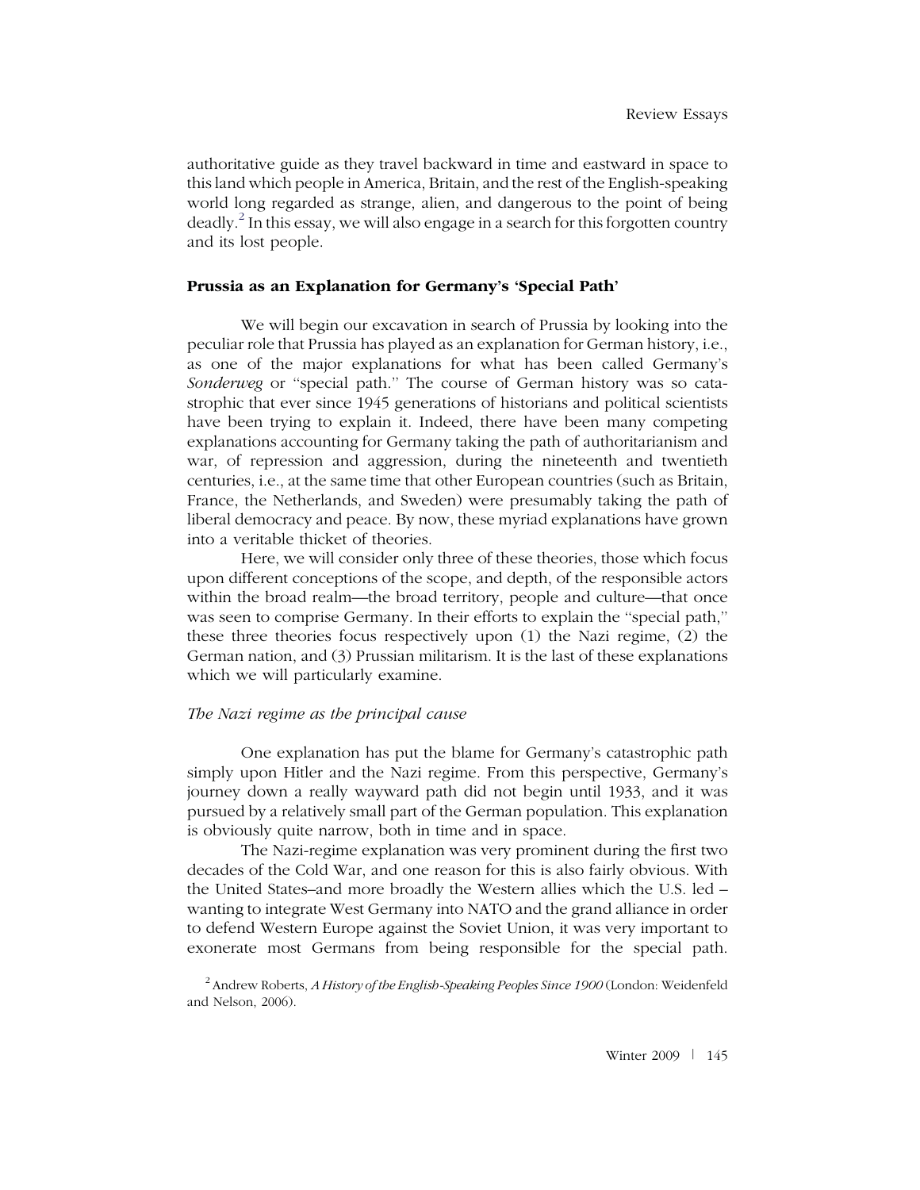authoritative guide as they travel backward in time and eastward in space to this land which people in America, Britain, and the rest of the English-speaking world long regarded as strange, alien, and dangerous to the point of being deadly.[2] In this essay, we will also engage in a search for this forgotten country and its lost people.

## Prussia as an Explanation for Germany's 'Special Path'

We will begin our excavation in search of Prussia by looking into the peculiar role that Prussia has played as an explanation for German history, i.e., as one of the major explanations for what has been called Germany's *Sonderweg* or "special path." The course of German history was so catastrophic that ever since 1945 generations of historians and political scientists have been trying to explain it. Indeed, there have been many competing explanations accounting for Germany taking the path of authoritarianism and war, of repression and aggression, during the nineteenth and twentieth centuries, i.e., at the same time that other European countries (such as Britain, France, the Netherlands, and Sweden) were presumably taking the path of liberal democracy and peace. By now, these myriad explanations have grown into a veritable thicket of theories.

Here, we will consider only three of these theories, those which focus upon different conceptions of the scope, and depth, of the responsible actors within the broad realm—the broad territory, people and culture—that once was seen to comprise Germany. In their efforts to explain the "special path," these three theories focus respectively upon (1) the Nazi regime, (2) the German nation, and (3) Prussian militarism. It is the last of these explanations which we will particularly examine.

### *The Nazi regime as the principal cause*

One explanation has put the blame for Germany's catastrophic path simply upon Hitler and the Nazi regime. From this perspective, Germany's journey down a really wayward path did not begin until 1933, and it was pursued by a relatively small part of the German population. This explanation is obviously quite narrow, both in time and in space.

The Nazi-regime explanation was very prominent during the first two decades of the Cold War, and one reason for this is also fairly obvious. With the United States–and more broadly the Western allies which the U.S. led – wanting to integrate West Germany into NATO and the grand alliance in order to defend Western Europe against the Soviet Union, it was very important to exonerate most Germans from being responsible for the special path.

[2] Andrew Roberts, *A History of the English-Speaking Peoples Since 1900* (London: Weidenfeld and Nelson, 2006).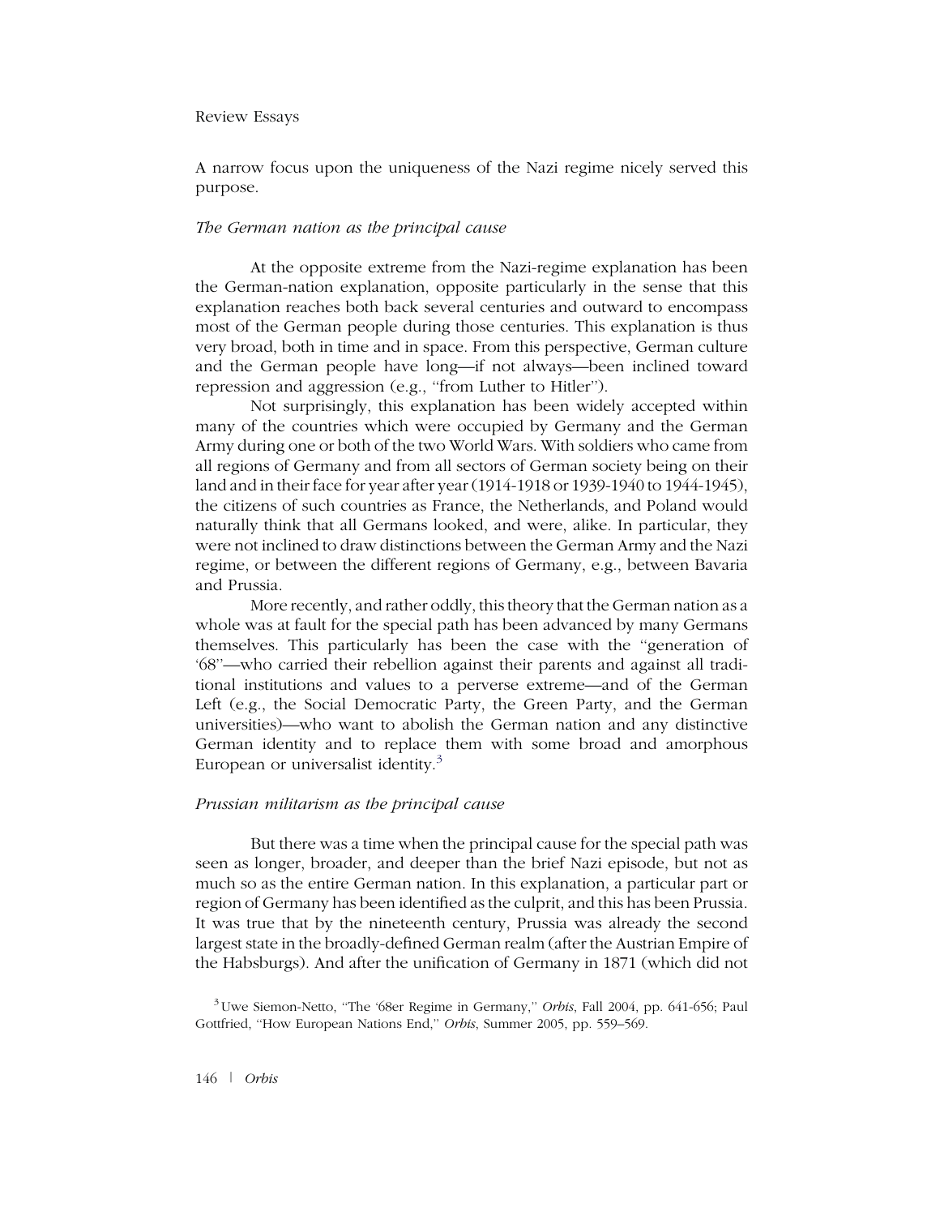A narrow focus upon the uniqueness of the Nazi regime nicely served this purpose.

### *The German nation as the principal cause*

At the opposite extreme from the Nazi-regime explanation has been the German-nation explanation, opposite particularly in the sense that this explanation reaches both back several centuries and outward to encompass most of the German people during those centuries. This explanation is thus very broad, both in time and in space. From this perspective, German culture and the German people have long—if not always—been inclined toward repression and aggression (e.g., "from Luther to Hitler").

Not surprisingly, this explanation has been widely accepted within many of the countries which were occupied by Germany and the German Army during one or both of the two World Wars. With soldiers who came from all regions of Germany and from all sectors of German society being on their land and in their face for year after year (1914-1918 or 1939-1940 to 1944-1945), the citizens of such countries as France, the Netherlands, and Poland would naturally think that all Germans looked, and were, alike. In particular, they were not inclined to draw distinctions between the German Army and the Nazi regime, or between the different regions of Germany, e.g., between Bavaria and Prussia.

More recently, and rather oddly, this theory that the German nation as a whole was at fault for the special path has been advanced by many Germans themselves. This particularly has been the case with the "generation of '68"—who carried their rebellion against their parents and against all traditional institutions and values to a perverse extreme—and of the German Left (e.g., the Social Democratic Party, the Green Party, and the German universities)—who want to abolish the German nation and any distinctive German identity and to replace them with some broad and amorphous European or universalist identity.[3]

### *Prussian militarism as the principal cause*

But there was a time when the principal cause for the special path was seen as longer, broader, and deeper than the brief Nazi episode, but not as much so as the entire German nation. In this explanation, a particular part or region of Germany has been identified as the culprit, and this has been Prussia. It was true that by the nineteenth century, Prussia was already the second largest state in the broadly-defined German realm (after the Austrian Empire of the Habsburgs). And after the unification of Germany in 1871 (which did not

[3] Uwe Siemon-Netto, "The '68er Regime in Germany," *Orbis*, Fall 2004, pp. 641-656; Paul Gottfried, "How European Nations End," *Orbis*, Summer 2005, pp. 559–569.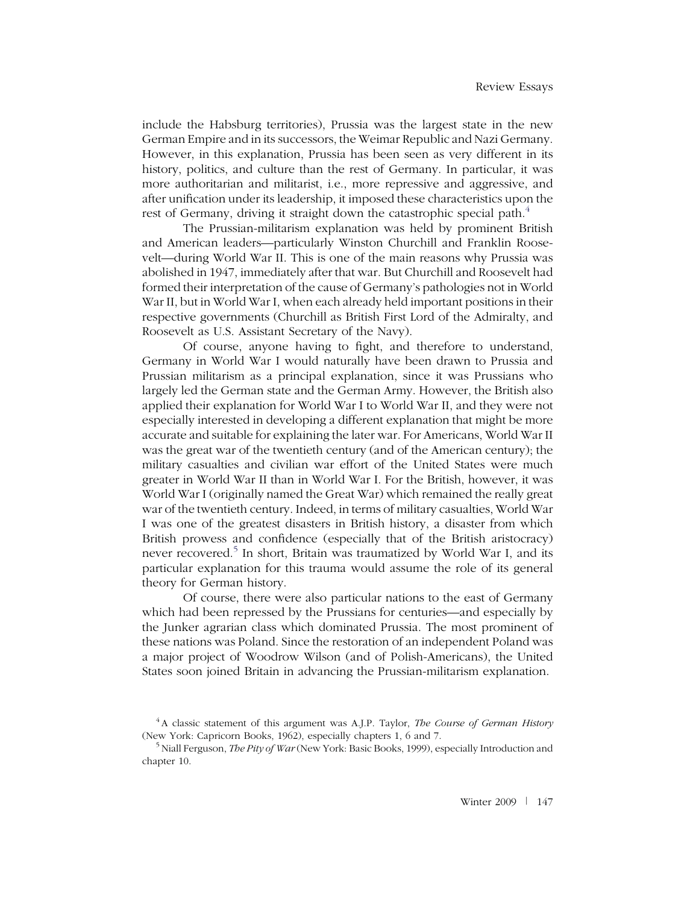include the Habsburg territories), Prussia was the largest state in the new German Empire and in its successors, the Weimar Republic and Nazi Germany. However, in this explanation, Prussia has been seen as very different in its history, politics, and culture than the rest of Germany. In particular, it was more authoritarian and militarist, i.e., more repressive and aggressive, and after unification under its leadership, it imposed these characteristics upon the rest of Germany, driving it straight down the catastrophic special path.[4]

The Prussian-militarism explanation was held by prominent British and American leaders—particularly Winston Churchill and Franklin Roosevelt—during World War II. This is one of the main reasons why Prussia was abolished in 1947, immediately after that war. But Churchill and Roosevelt had formed their interpretation of the cause of Germany's pathologies not in World War II, but in World War I, when each already held important positions in their respective governments (Churchill as British First Lord of the Admiralty, and Roosevelt as U.S. Assistant Secretary of the Navy).

Of course, anyone having to fight, and therefore to understand, Germany in World War I would naturally have been drawn to Prussia and Prussian militarism as a principal explanation, since it was Prussians who largely led the German state and the German Army. However, the British also applied their explanation for World War I to World War II, and they were not especially interested in developing a different explanation that might be more accurate and suitable for explaining the later war. For Americans, World War II was the great war of the twentieth century (and of the American century); the military casualties and civilian war effort of the United States were much greater in World War II than in World War I. For the British, however, it was World War I (originally named the Great War) which remained the really great war of the twentieth century. Indeed, in terms of military casualties, World War I was one of the greatest disasters in British history, a disaster from which British prowess and confidence (especially that of the British aristocracy) never recovered.[5] In short, Britain was traumatized by World War I, and its particular explanation for this trauma would assume the role of its general theory for German history.

Of course, there were also particular nations to the east of Germany which had been repressed by the Prussians for centuries—and especially by the Junker agrarian class which dominated Prussia. The most prominent of these nations was Poland. Since the restoration of an independent Poland was a major project of Woodrow Wilson (and of Polish-Americans), the United States soon joined Britain in advancing the Prussian-militarism explanation.

[4] A classic statement of this argument was A.J.P. Taylor, *The Course of German History* (New York: Capricorn Books, 1962), especially chapters 1, 6 and 7.

[5] Niall Ferguson, *The Pity of War* (New York: Basic Books, 1999), especially Introduction and chapter 10.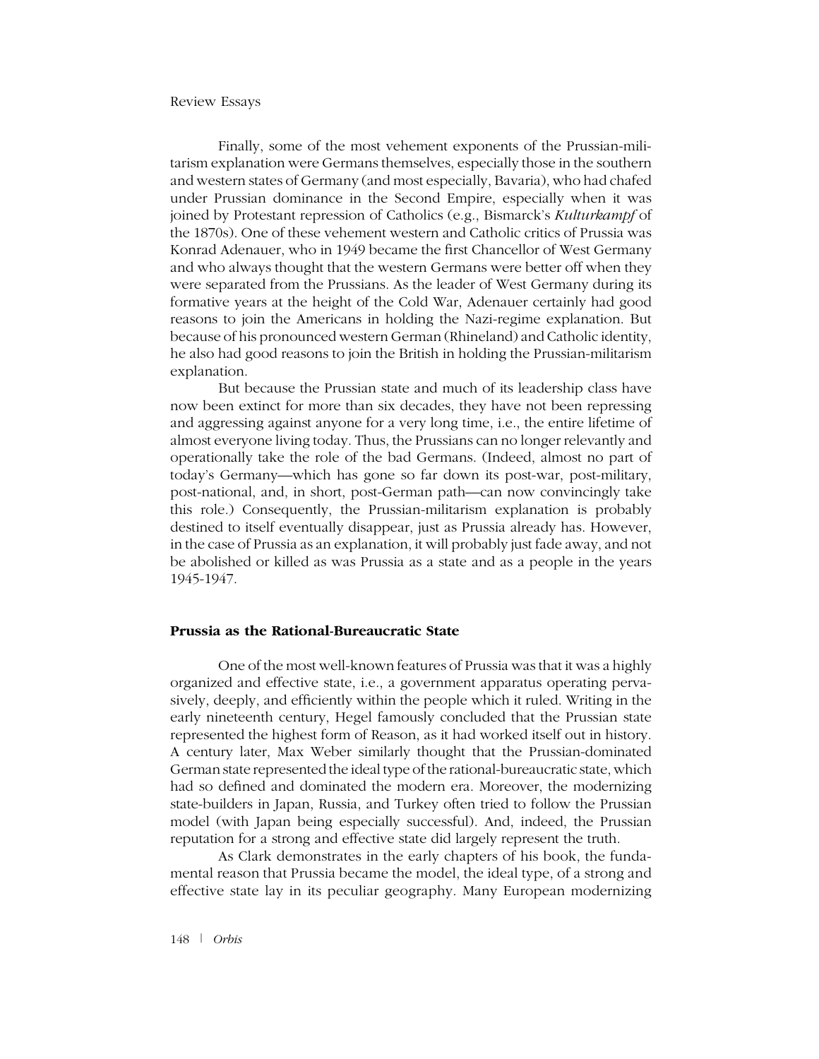Finally, some of the most vehement exponents of the Prussian-militarism explanation were Germans themselves, especially those in the southern and western states of Germany (and most especially, Bavaria), who had chafed under Prussian dominance in the Second Empire, especially when it was joined by Protestant repression of Catholics (e.g., Bismarck's *Kulturkampf* of the 1870s). One of these vehement western and Catholic critics of Prussia was Konrad Adenauer, who in 1949 became the first Chancellor of West Germany and who always thought that the western Germans were better off when they were separated from the Prussians. As the leader of West Germany during its formative years at the height of the Cold War, Adenauer certainly had good reasons to join the Americans in holding the Nazi-regime explanation. But because of his pronounced western German (Rhineland) and Catholic identity, he also had good reasons to join the British in holding the Prussian-militarism explanation.

But because the Prussian state and much of its leadership class have now been extinct for more than six decades, they have not been repressing and aggressing against anyone for a very long time, i.e., the entire lifetime of almost everyone living today. Thus, the Prussians can no longer relevantly and operationally take the role of the bad Germans. (Indeed, almost no part of today's Germany—which has gone so far down its post-war, post-military, post-national, and, in short, post-German path—can now convincingly take this role.) Consequently, the Prussian-militarism explanation is probably destined to itself eventually disappear, just as Prussia already has. However, in the case of Prussia as an explanation, it will probably just fade away, and not be abolished or killed as was Prussia as a state and as a people in the years 1945-1947.

## Prussia as the Rational-Bureaucratic State

One of the most well-known features of Prussia was that it was a highly organized and effective state, i.e., a government apparatus operating pervasively, deeply, and efficiently within the people which it ruled. Writing in the early nineteenth century, Hegel famously concluded that the Prussian state represented the highest form of Reason, as it had worked itself out in history. A century later, Max Weber similarly thought that the Prussian-dominated German state represented the ideal type of the rational-bureaucratic state, which had so defined and dominated the modern era. Moreover, the modernizing state-builders in Japan, Russia, and Turkey often tried to follow the Prussian model (with Japan being especially successful). And, indeed, the Prussian reputation for a strong and effective state did largely represent the truth.

As Clark demonstrates in the early chapters of his book, the fundamental reason that Prussia became the model, the ideal type, of a strong and effective state lay in its peculiar geography. Many European modernizing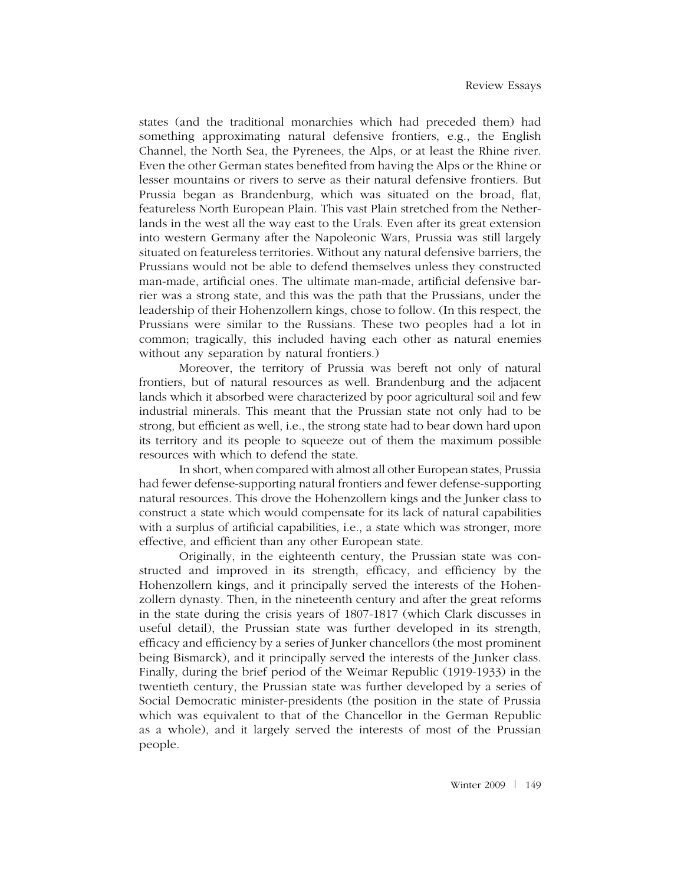states (and the traditional monarchies which had preceded them) had something approximating natural defensive frontiers, e.g., the English Channel, the North Sea, the Pyrenees, the Alps, or at least the Rhine river. Even the other German states benefited from having the Alps or the Rhine or lesser mountains or rivers to serve as their natural defensive frontiers. But Prussia began as Brandenburg, which was situated on the broad, flat, featureless North European Plain. This vast Plain stretched from the Netherlands in the west all the way east to the Urals. Even after its great extension into western Germany after the Napoleonic Wars, Prussia was still largely situated on featureless territories. Without any natural defensive barriers, the Prussians would not be able to defend themselves unless they constructed man-made, artificial ones. The ultimate man-made, artificial defensive barrier was a strong state, and this was the path that the Prussians, under the leadership of their Hohenzollern kings, chose to follow. (In this respect, the Prussians were similar to the Russians. These two peoples had a lot in common; tragically, this included having each other as natural enemies without any separation by natural frontiers.)

Moreover, the territory of Prussia was bereft not only of natural frontiers, but of natural resources as well. Brandenburg and the adjacent lands which it absorbed were characterized by poor agricultural soil and few industrial minerals. This meant that the Prussian state not only had to be strong, but efficient as well, i.e., the strong state had to bear down hard upon its territory and its people to squeeze out of them the maximum possible resources with which to defend the state.

In short, when compared with almost all other European states, Prussia had fewer defense-supporting natural frontiers and fewer defense-supporting natural resources. This drove the Hohenzollern kings and the Junker class to construct a state which would compensate for its lack of natural capabilities with a surplus of artificial capabilities, i.e., a state which was stronger, more effective, and efficient than any other European state.

Originally, in the eighteenth century, the Prussian state was constructed and improved in its strength, efficacy, and efficiency by the Hohenzollern kings, and it principally served the interests of the Hohenzollern dynasty. Then, in the nineteenth century and after the great reforms in the state during the crisis years of 1807-1817 (which Clark discusses in useful detail), the Prussian state was further developed in its strength, efficacy and efficiency by a series of Junker chancellors (the most prominent being Bismarck), and it principally served the interests of the Junker class. Finally, during the brief period of the Weimar Republic (1919-1933) in the twentieth century, the Prussian state was further developed by a series of Social Democratic minister-presidents (the position in the state of Prussia which was equivalent to that of the Chancellor in the German Republic as a whole), and it largely served the interests of most of the Prussian people.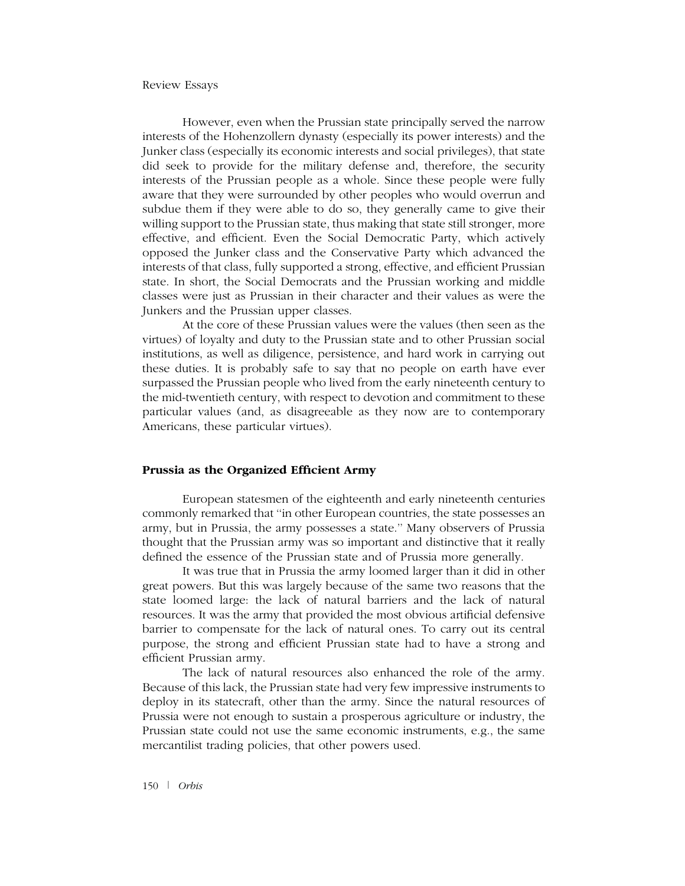However, even when the Prussian state principally served the narrow interests of the Hohenzollern dynasty (especially its power interests) and the Junker class (especially its economic interests and social privileges), that state did seek to provide for the military defense and, therefore, the security interests of the Prussian people as a whole. Since these people were fully aware that they were surrounded by other peoples who would overrun and subdue them if they were able to do so, they generally came to give their willing support to the Prussian state, thus making that state still stronger, more effective, and efficient. Even the Social Democratic Party, which actively opposed the Junker class and the Conservative Party which advanced the interests of that class, fully supported a strong, effective, and efficient Prussian state. In short, the Social Democrats and the Prussian working and middle classes were just as Prussian in their character and their values as were the Junkers and the Prussian upper classes.

At the core of these Prussian values were the values (then seen as the virtues) of loyalty and duty to the Prussian state and to other Prussian social institutions, as well as diligence, persistence, and hard work in carrying out these duties. It is probably safe to say that no people on earth have ever surpassed the Prussian people who lived from the early nineteenth century to the mid-twentieth century, with respect to devotion and commitment to these particular values (and, as disagreeable as they now are to contemporary Americans, these particular virtues).

## Prussia as the Organized Efficient Army

European statesmen of the eighteenth and early nineteenth centuries commonly remarked that "in other European countries, the state possesses an army, but in Prussia, the army possesses a state." Many observers of Prussia thought that the Prussian army was so important and distinctive that it really defined the essence of the Prussian state and of Prussia more generally.

It was true that in Prussia the army loomed larger than it did in other great powers. But this was largely because of the same two reasons that the state loomed large: the lack of natural barriers and the lack of natural resources. It was the army that provided the most obvious artificial defensive barrier to compensate for the lack of natural ones. To carry out its central purpose, the strong and efficient Prussian state had to have a strong and efficient Prussian army.

The lack of natural resources also enhanced the role of the army. Because of this lack, the Prussian state had very few impressive instruments to deploy in its statecraft, other than the army. Since the natural resources of Prussia were not enough to sustain a prosperous agriculture or industry, the Prussian state could not use the same economic instruments, e.g., the same mercantilist trading policies, that other powers used.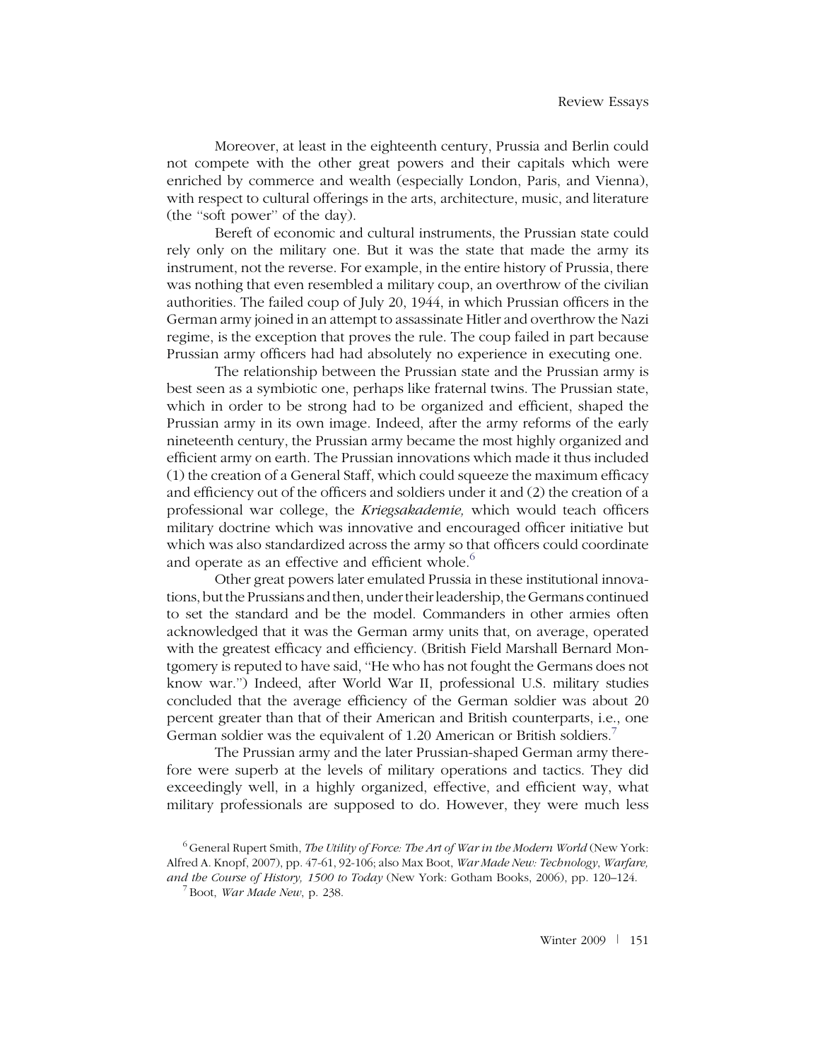Moreover, at least in the eighteenth century, Prussia and Berlin could not compete with the other great powers and their capitals which were enriched by commerce and wealth (especially London, Paris, and Vienna), with respect to cultural offerings in the arts, architecture, music, and literature (the "soft power" of the day).

Bereft of economic and cultural instruments, the Prussian state could rely only on the military one. But it was the state that made the army its instrument, not the reverse. For example, in the entire history of Prussia, there was nothing that even resembled a military coup, an overthrow of the civilian authorities. The failed coup of July 20, 1944, in which Prussian officers in the German army joined in an attempt to assassinate Hitler and overthrow the Nazi regime, is the exception that proves the rule. The coup failed in part because Prussian army officers had had absolutely no experience in executing one.

The relationship between the Prussian state and the Prussian army is best seen as a symbiotic one, perhaps like fraternal twins. The Prussian state, which in order to be strong had to be organized and efficient, shaped the Prussian army in its own image. Indeed, after the army reforms of the early nineteenth century, the Prussian army became the most highly organized and efficient army on earth. The Prussian innovations which made it thus included (1) the creation of a General Staff, which could squeeze the maximum efficacy and efficiency out of the officers and soldiers under it and (2) the creation of a professional war college, the *Kriegsakademie,* which would teach officers military doctrine which was innovative and encouraged officer initiative but which was also standardized across the army so that officers could coordinate and operate as an effective and efficient whole.[6]

Other great powers later emulated Prussia in these institutional innovations, but the Prussians and then, under their leadership, the Germans continued to set the standard and be the model. Commanders in other armies often acknowledged that it was the German army units that, on average, operated with the greatest efficacy and efficiency. (British Field Marshall Bernard Montgomery is reputed to have said, "He who has not fought the Germans does not know war.") Indeed, after World War II, professional U.S. military studies concluded that the average efficiency of the German soldier was about 20 percent greater than that of their American and British counterparts, i.e., one German soldier was the equivalent of 1.20 American or British soldiers.[7]

The Prussian army and the later Prussian-shaped German army therefore were superb at the levels of military operations and tactics. They did exceedingly well, in a highly organized, effective, and efficient way, what military professionals are supposed to do. However, they were much less

---

[6] General Rupert Smith, *The Utility of Force: The Art of War in the Modern World* (New York: Alfred A. Knopf, 2007), pp. 47-61, 92-106; also Max Boot, *War Made New: Technology, Warfare, and the Course of History, 1500 to Today* (New York: Gotham Books, 2006), pp. 120–124.

[7] Boot, *War Made New*, p. 238.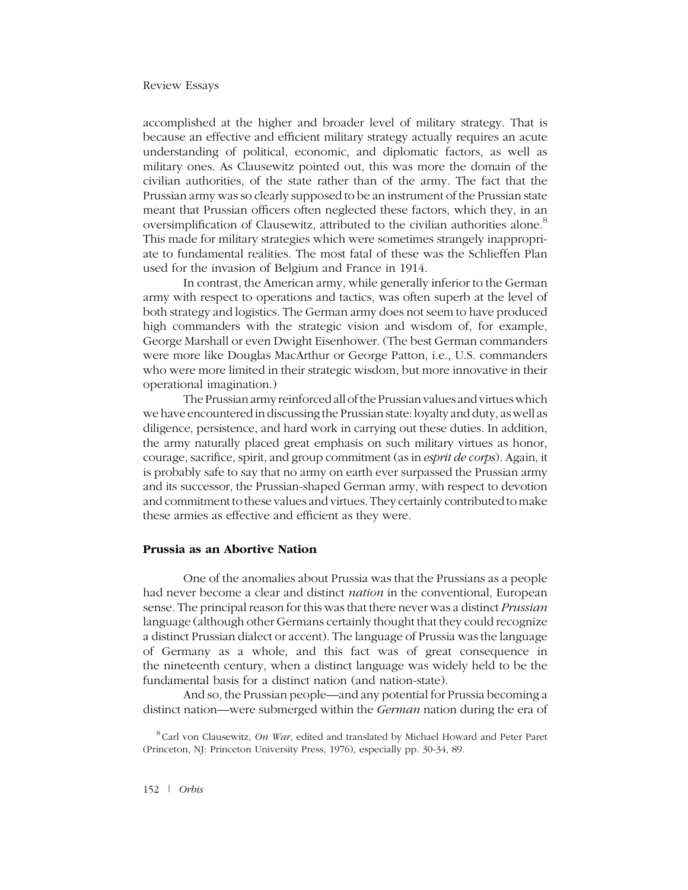accomplished at the higher and broader level of military strategy. That is because an effective and efficient military strategy actually requires an acute understanding of political, economic, and diplomatic factors, as well as military ones. As Clausewitz pointed out, this was more the domain of the civilian authorities, of the state rather than of the army. The fact that the Prussian army was so clearly supposed to be an instrument of the Prussian state meant that Prussian officers often neglected these factors, which they, in an oversimplification of Clausewitz, attributed to the civilian authorities alone.[8] This made for military strategies which were sometimes strangely inappropriate to fundamental realities. The most fatal of these was the Schlieffen Plan used for the invasion of Belgium and France in 1914.

In contrast, the American army, while generally inferior to the German army with respect to operations and tactics, was often superb at the level of both strategy and logistics. The German army does not seem to have produced high commanders with the strategic vision and wisdom of, for example, George Marshall or even Dwight Eisenhower. (The best German commanders were more like Douglas MacArthur or George Patton, i.e., U.S. commanders who were more limited in their strategic wisdom, but more innovative in their operational imagination.)

The Prussian army reinforced all of the Prussian values and virtues which we have encountered in discussing the Prussian state: loyalty and duty, as well as diligence, persistence, and hard work in carrying out these duties. In addition, the army naturally placed great emphasis on such military virtues as honor, courage, sacrifice, spirit, and group commitment (as in *esprit de corps*). Again, it is probably safe to say that no army on earth ever surpassed the Prussian army and its successor, the Prussian-shaped German army, with respect to devotion and commitment to these values and virtues. They certainly contributed to make these armies as effective and efficient as they were.

## Prussia as an Abortive Nation

One of the anomalies about Prussia was that the Prussians as a people had never become a clear and distinct *nation* in the conventional, European sense. The principal reason for this was that there never was a distinct *Prussian* language (although other Germans certainly thought that they could recognize a distinct Prussian dialect or accent). The language of Prussia was the language of Germany as a whole, and this fact was of great consequence in the nineteenth century, when a distinct language was widely held to be the fundamental basis for a distinct nation (and nation-state).

And so, the Prussian people—and any potential for Prussia becoming a distinct nation—were submerged within the *German* nation during the era of

[8] Carl von Clausewitz, *On War*, edited and translated by Michael Howard and Peter Paret (Princeton, NJ: Princeton University Press, 1976), especially pp. 30-34, 89.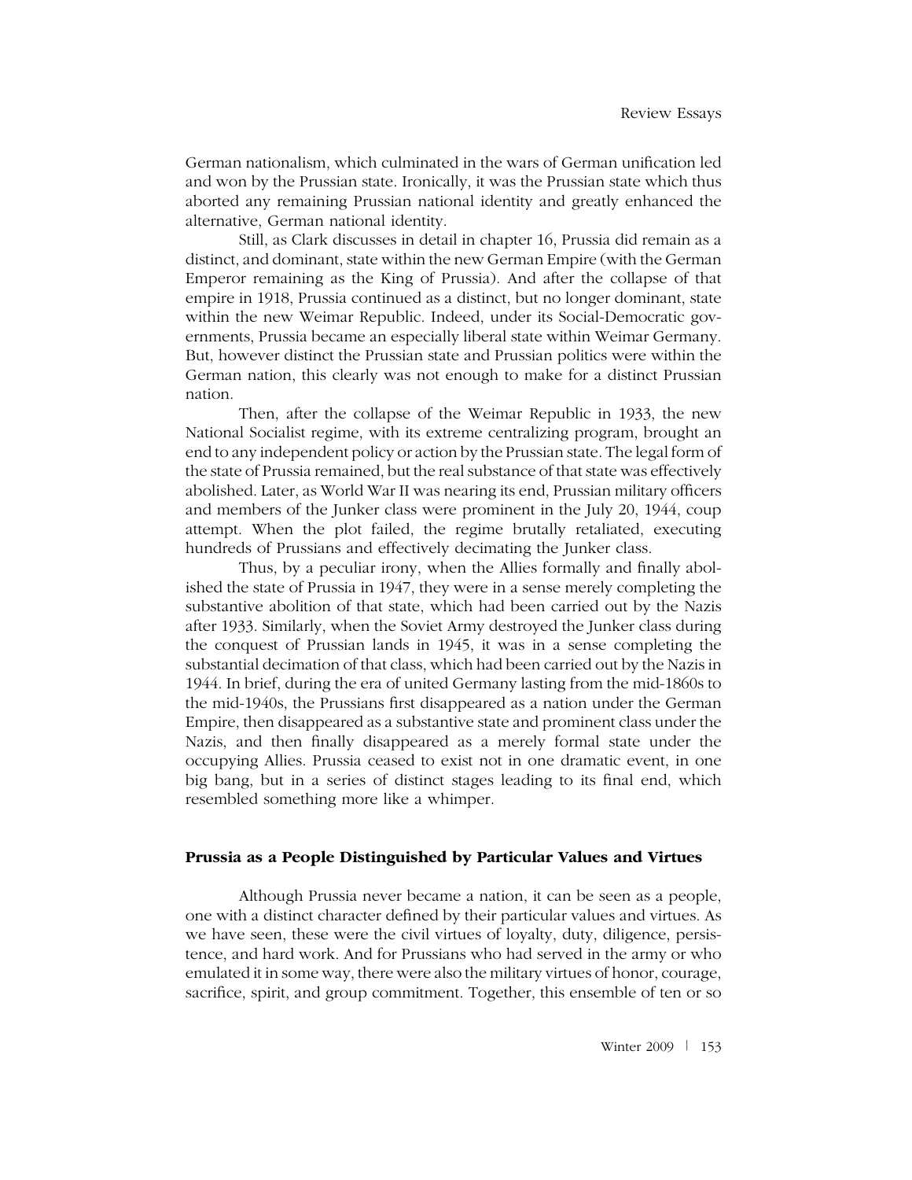German nationalism, which culminated in the wars of German unification led and won by the Prussian state. Ironically, it was the Prussian state which thus aborted any remaining Prussian national identity and greatly enhanced the alternative, German national identity.

Still, as Clark discusses in detail in chapter 16, Prussia did remain as a distinct, and dominant, state within the new German Empire (with the German Emperor remaining as the King of Prussia). And after the collapse of that empire in 1918, Prussia continued as a distinct, but no longer dominant, state within the new Weimar Republic. Indeed, under its Social-Democratic governments, Prussia became an especially liberal state within Weimar Germany. But, however distinct the Prussian state and Prussian politics were within the German nation, this clearly was not enough to make for a distinct Prussian nation.

Then, after the collapse of the Weimar Republic in 1933, the new National Socialist regime, with its extreme centralizing program, brought an end to any independent policy or action by the Prussian state. The legal form of the state of Prussia remained, but the real substance of that state was effectively abolished. Later, as World War II was nearing its end, Prussian military officers and members of the Junker class were prominent in the July 20, 1944, coup attempt. When the plot failed, the regime brutally retaliated, executing hundreds of Prussians and effectively decimating the Junker class.

Thus, by a peculiar irony, when the Allies formally and finally abolished the state of Prussia in 1947, they were in a sense merely completing the substantive abolition of that state, which had been carried out by the Nazis after 1933. Similarly, when the Soviet Army destroyed the Junker class during the conquest of Prussian lands in 1945, it was in a sense completing the substantial decimation of that class, which had been carried out by the Nazis in 1944. In brief, during the era of united Germany lasting from the mid-1860s to the mid-1940s, the Prussians first disappeared as a nation under the German Empire, then disappeared as a substantive state and prominent class under the Nazis, and then finally disappeared as a merely formal state under the occupying Allies. Prussia ceased to exist not in one dramatic event, in one big bang, but in a series of distinct stages leading to its final end, which resembled something more like a whimper.

## Prussia as a People Distinguished by Particular Values and Virtues

Although Prussia never became a nation, it can be seen as a people, one with a distinct character defined by their particular values and virtues. As we have seen, these were the civil virtues of loyalty, duty, diligence, persistence, and hard work. And for Prussians who had served in the army or who emulated it in some way, there were also the military virtues of honor, courage, sacrifice, spirit, and group commitment. Together, this ensemble of ten or so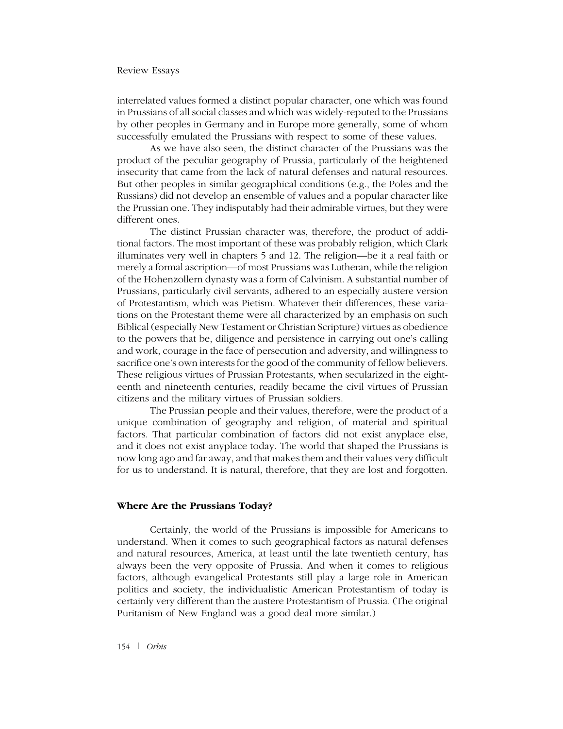interrelated values formed a distinct popular character, one which was found in Prussians of all social classes and which was widely-reputed to the Prussians by other peoples in Germany and in Europe more generally, some of whom successfully emulated the Prussians with respect to some of these values.

As we have also seen, the distinct character of the Prussians was the product of the peculiar geography of Prussia, particularly of the heightened insecurity that came from the lack of natural defenses and natural resources. But other peoples in similar geographical conditions (e.g., the Poles and the Russians) did not develop an ensemble of values and a popular character like the Prussian one. They indisputably had their admirable virtues, but they were different ones.

The distinct Prussian character was, therefore, the product of additional factors. The most important of these was probably religion, which Clark illuminates very well in chapters 5 and 12. The religion—be it a real faith or merely a formal ascription—of most Prussians was Lutheran, while the religion of the Hohenzollern dynasty was a form of Calvinism. A substantial number of Prussians, particularly civil servants, adhered to an especially austere version of Protestantism, which was Pietism. Whatever their differences, these variations on the Protestant theme were all characterized by an emphasis on such Biblical (especially New Testament or Christian Scripture) virtues as obedience to the powers that be, diligence and persistence in carrying out one's calling and work, courage in the face of persecution and adversity, and willingness to sacrifice one's own interests for the good of the community of fellow believers. These religious virtues of Prussian Protestants, when secularized in the eighteenth and nineteenth centuries, readily became the civil virtues of Prussian citizens and the military virtues of Prussian soldiers.

The Prussian people and their values, therefore, were the product of a unique combination of geography and religion, of material and spiritual factors. That particular combination of factors did not exist anyplace else, and it does not exist anyplace today. The world that shaped the Prussians is now long ago and far away, and that makes them and their values very difficult for us to understand. It is natural, therefore, that they are lost and forgotten.

## Where Are the Prussians Today?

Certainly, the world of the Prussians is impossible for Americans to understand. When it comes to such geographical factors as natural defenses and natural resources, America, at least until the late twentieth century, has always been the very opposite of Prussia. And when it comes to religious factors, although evangelical Protestants still play a large role in American politics and society, the individualistic American Protestantism of today is certainly very different than the austere Protestantism of Prussia. (The original Puritanism of New England was a good deal more similar.)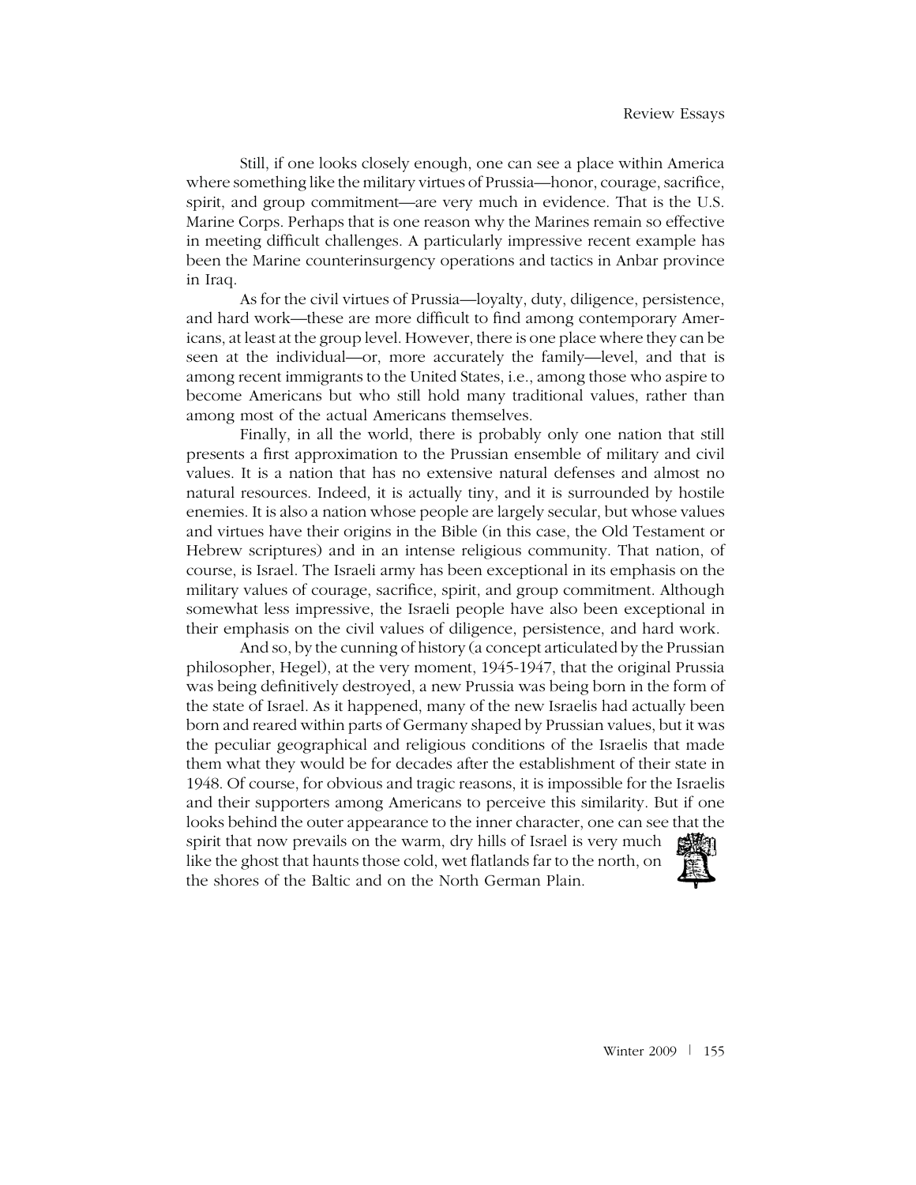Still, if one looks closely enough, one can see a place within America where something like the military virtues of Prussia—honor, courage, sacrifice, spirit, and group commitment—are very much in evidence. That is the U.S. Marine Corps. Perhaps that is one reason why the Marines remain so effective in meeting difficult challenges. A particularly impressive recent example has been the Marine counterinsurgency operations and tactics in Anbar province in Iraq.

As for the civil virtues of Prussia—loyalty, duty, diligence, persistence, and hard work—these are more difficult to find among contemporary Americans, at least at the group level. However, there is one place where they can be seen at the individual—or, more accurately the family—level, and that is among recent immigrants to the United States, i.e., among those who aspire to become Americans but who still hold many traditional values, rather than among most of the actual Americans themselves.

Finally, in all the world, there is probably only one nation that still presents a first approximation to the Prussian ensemble of military and civil values. It is a nation that has no extensive natural defenses and almost no natural resources. Indeed, it is actually tiny, and it is surrounded by hostile enemies. It is also a nation whose people are largely secular, but whose values and virtues have their origins in the Bible (in this case, the Old Testament or Hebrew scriptures) and in an intense religious community. That nation, of course, is Israel. The Israeli army has been exceptional in its emphasis on the military values of courage, sacrifice, spirit, and group commitment. Although somewhat less impressive, the Israeli people have also been exceptional in their emphasis on the civil values of diligence, persistence, and hard work.

And so, by the cunning of history (a concept articulated by the Prussian philosopher, Hegel), at the very moment, 1945-1947, that the original Prussia was being definitively destroyed, a new Prussia was being born in the form of the state of Israel. As it happened, many of the new Israelis had actually been born and reared within parts of Germany shaped by Prussian values, but it was the peculiar geographical and religious conditions of the Israelis that made them what they would be for decades after the establishment of their state in 1948. Of course, for obvious and tragic reasons, it is impossible for the Israelis and their supporters among Americans to perceive this similarity. But if one looks behind the outer appearance to the inner character, one can see that the spirit that now prevails on the warm, dry hills of Israel is very much like the ghost that haunts those cold, wet flatlands far to the north, on the shores of the Baltic and on the North German Plain.